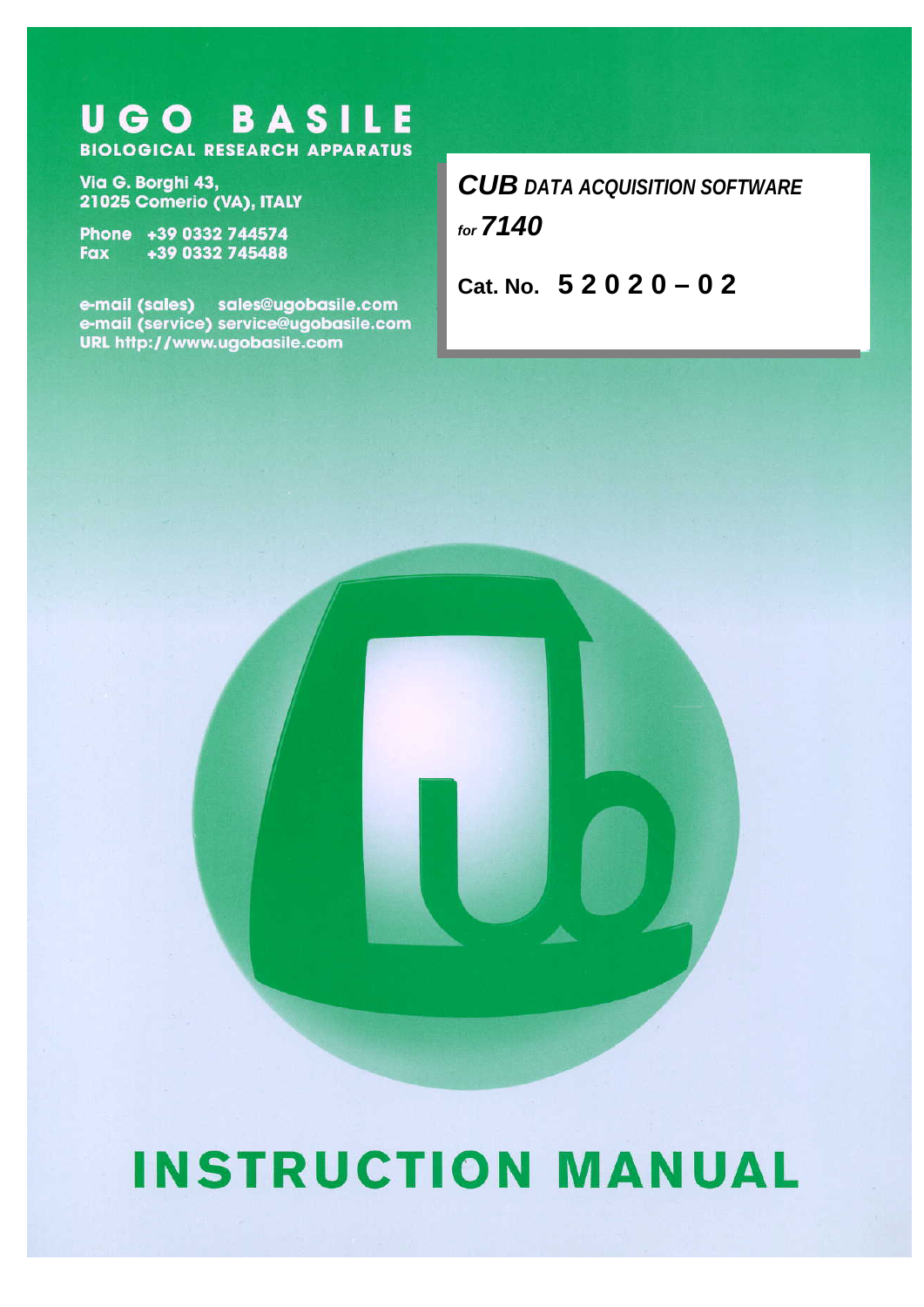# UGO BASILE

**BIOLOGICAL RESEARCH APPARATUS**

Via G. Borghi 43,
21025 Comerio (VA), ITALY

Phone +39 0332 744574
Fax +39 0332 745488

e-mail (sales) sales@ugobasile.com
e-mail (service) service@ugobasile.com
URL http://www.ugobasile.com

***CUB*** ***DATA ACQUISITION SOFTWARE***

*for* ***7140***

**Cat. No. 5 2 0 2 0 – 0 2**

# INSTRUCTION MANUAL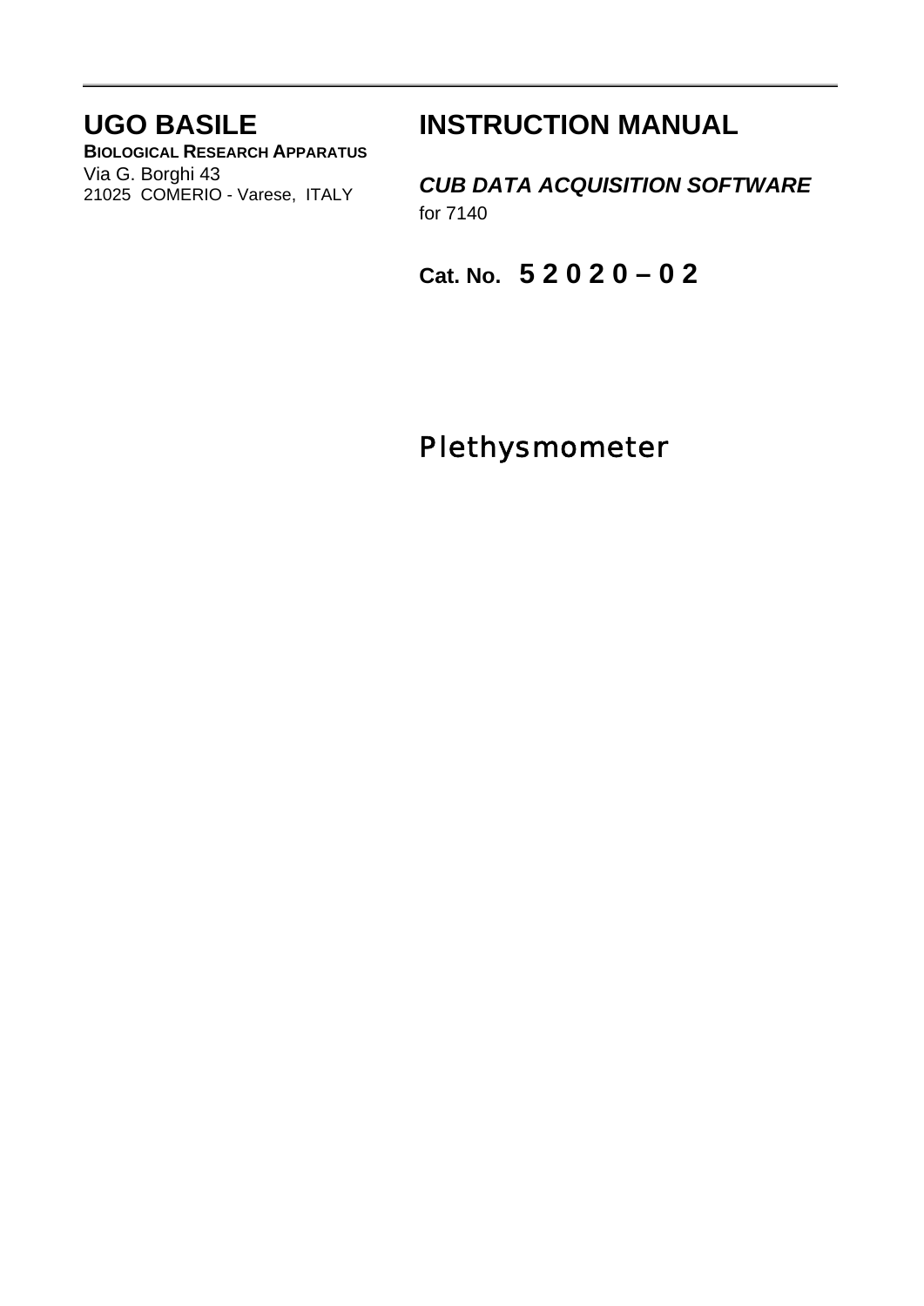# UGO BASILE

**BIOLOGICAL RESEARCH APPARATUS**
Via G. Borghi 43
21025 COMERIO - Varese, ITALY

# INSTRUCTION MANUAL

***CUB DATA ACQUISITION SOFTWARE***
for 7140

**Cat. No. 5 2 0 2 0 – 0 2**

## Plethysmometer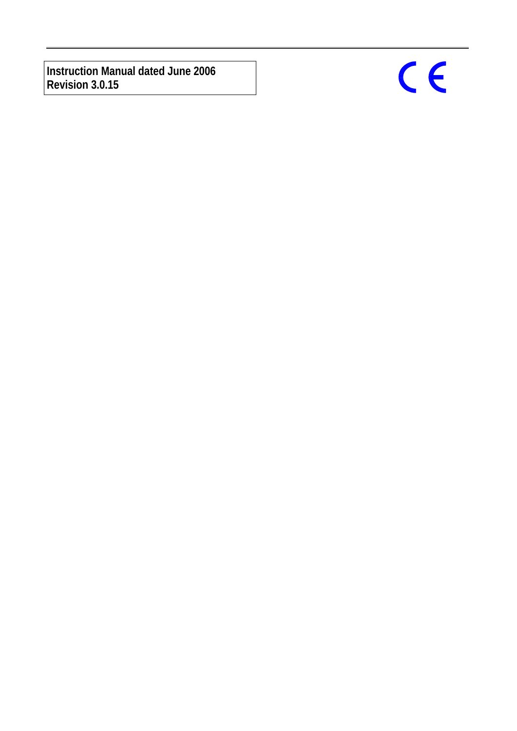**Instruction Manual dated June 2006**
**Revision 3.0.15**

CE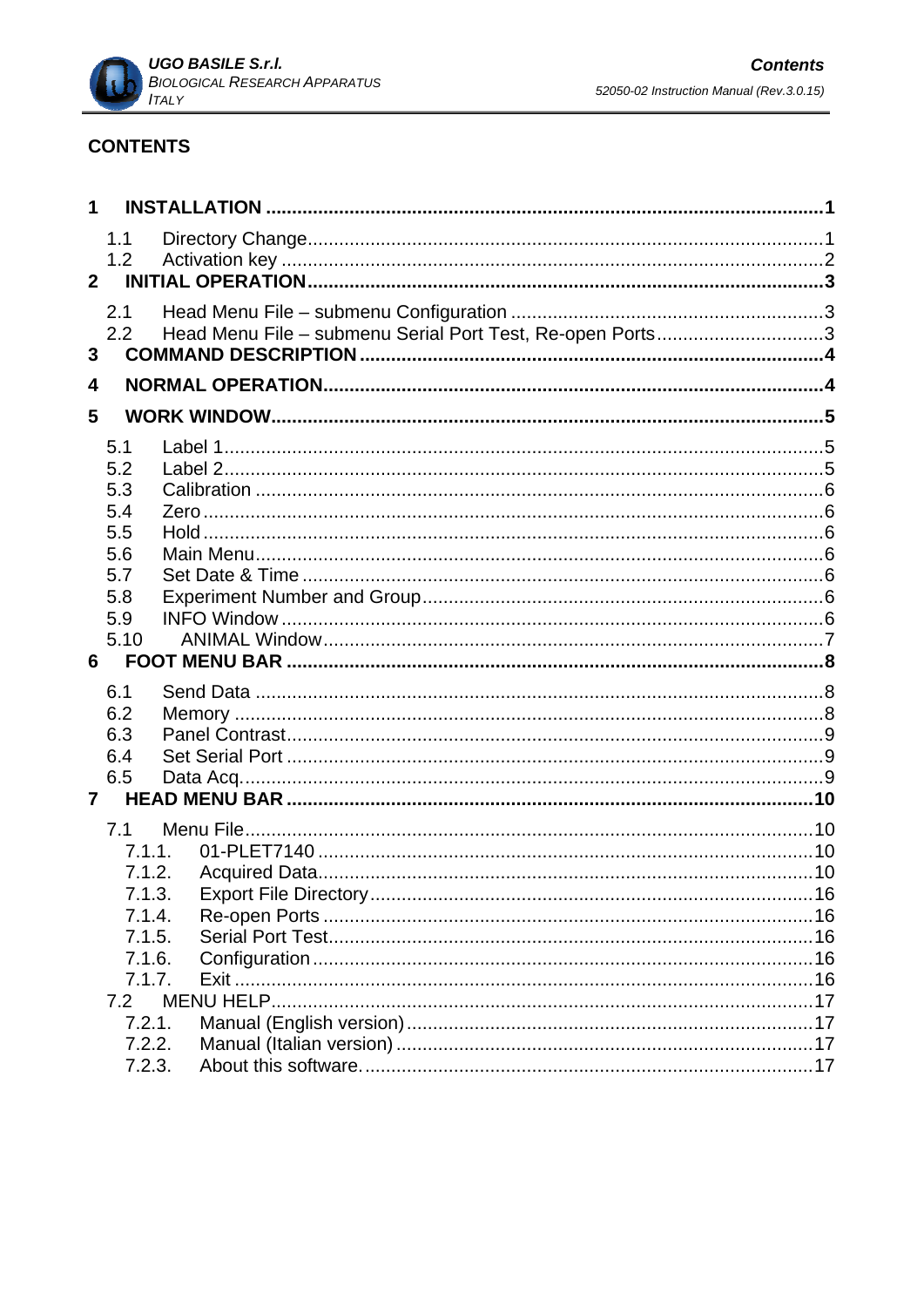# CONTENTS

**1 INSTALLATION ........................................................................................................1**

1.1 Directory Change..................................................................................................1
1.2 Activation key .......................................................................................................2

**2 INITIAL OPERATION................................................................................................3**

2.1 Head Menu File – submenu Configuration ............................................................3
2.2 Head Menu File – submenu Serial Port Test, Re-open Ports................................3

**3 COMMAND DESCRIPTION......................................................................................4**

**4 NORMAL OPERATION.............................................................................................4**

**5 WORK WINDOW.......................................................................................................5**

5.1 Label 1..................................................................................................................5
5.2 Label 2..................................................................................................................5
5.3 Calibration ............................................................................................................6
5.4 Zero ......................................................................................................................6
5.5 Hold ......................................................................................................................6
5.6 Main Menu............................................................................................................6
5.7 Set Date & Time ...................................................................................................6
5.8 Experiment Number and Group............................................................................6
5.9 INFO Window .......................................................................................................6
5.10 ANIMAL Window...............................................................................................7

**6 FOOT MENU BAR .....................................................................................................8**

6.1 Send Data ............................................................................................................8
6.2 Memory ................................................................................................................8
6.3 Panel Contrast......................................................................................................9
6.4 Set Serial Port ......................................................................................................9
6.5 Data Acq...............................................................................................................9

**7 HEAD MENU BAR ....................................................................................................10**

7.1 Menu File............................................................................................................10
- 7.1.1. 01-PLET7140 ...............................................................................................10
- 7.1.2. Acquired Data...............................................................................................10
- 7.1.3. Export File Directory.....................................................................................16
- 7.1.4. Re-open Ports ..............................................................................................16
- 7.1.5. Serial Port Test.............................................................................................16
- 7.1.6. Configuration ................................................................................................16
- 7.1.7. Exit ...............................................................................................................16

7.2 MENU HELP.......................................................................................................17
- 7.2.1. Manual (English version)...............................................................................17
- 7.2.2. Manual (Italian version) ................................................................................17
- 7.2.3. About this software.......................................................................................17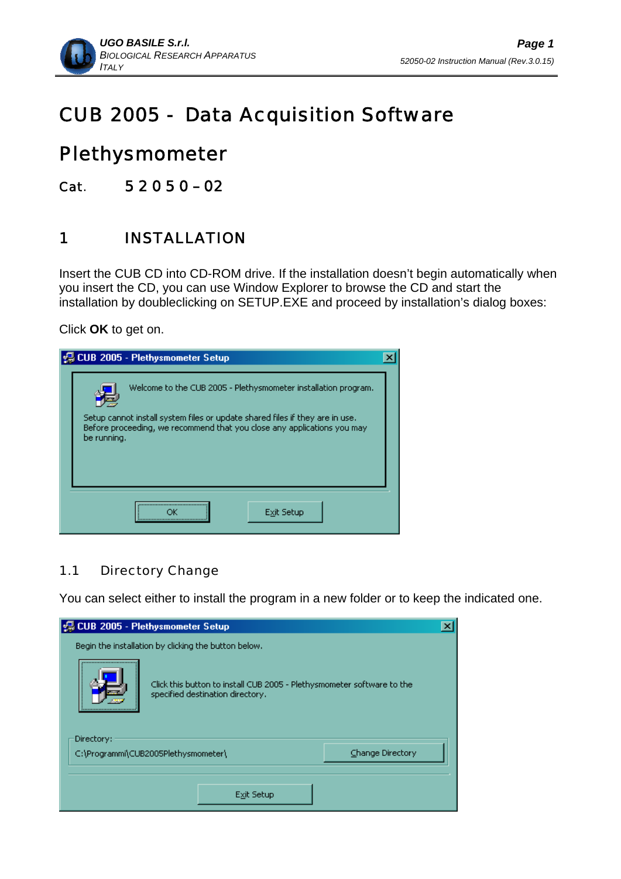# CUB 2005 - Data Acquisition Software

# Plethysmometer

Cat. 5 2 0 5 0 – 02

## 1 INSTALLATION

Insert the CUB CD into CD-ROM drive. If the installation doesn't begin automatically when you insert the CD, you can use Window Explorer to browse the CD and start the installation by doubleclicking on SETUP.EXE and proceed by installation's dialog boxes:

Click **OK** to get on.

### 1.1 Directory Change

You can select either to install the program in a new folder or to keep the indicated one.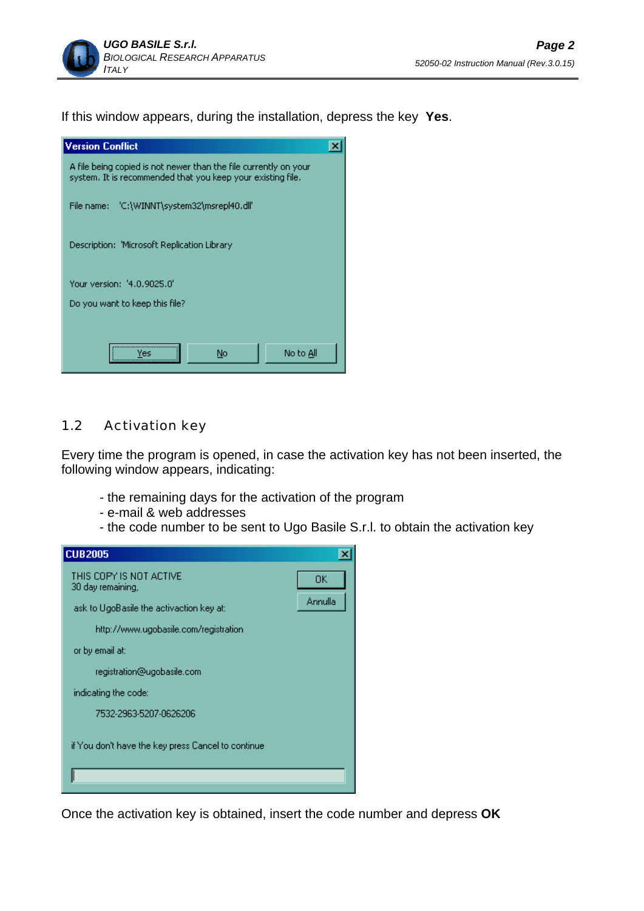If this window appears, during the installation, depress the key **Yes**.

Version Conflict

A file being copied is not newer than the file currently on your system. It is recommended that you keep your existing file.

File name: 'C:\WINNT\system32\msrepl40.dll'

Description: 'Microsoft Replication Library

Your version: '4.0.9025.0'

Do you want to keep this file?

Yes | No | No to All

## 1.2 Activation key

Every time the program is opened, in case the activation key has not been inserted, the following window appears, indicating:

- the remaining days for the activation of the program
- e-mail & web addresses
- the code number to be sent to Ugo Basile S.r.l. to obtain the activation key

CUB2005

THIS COPY IS NOT ACTIVE
30 day remaining,

ask to UgoBasile the activaction key at:

http://www.ugobasile.com/registration

or by email at:

registration@ugobasile.com

indicating the code:

7532-2963-5207-0626206

if You don't have the key press Cancel to continue

OK | Annulla

Once the activation key is obtained, insert the code number and depress **OK**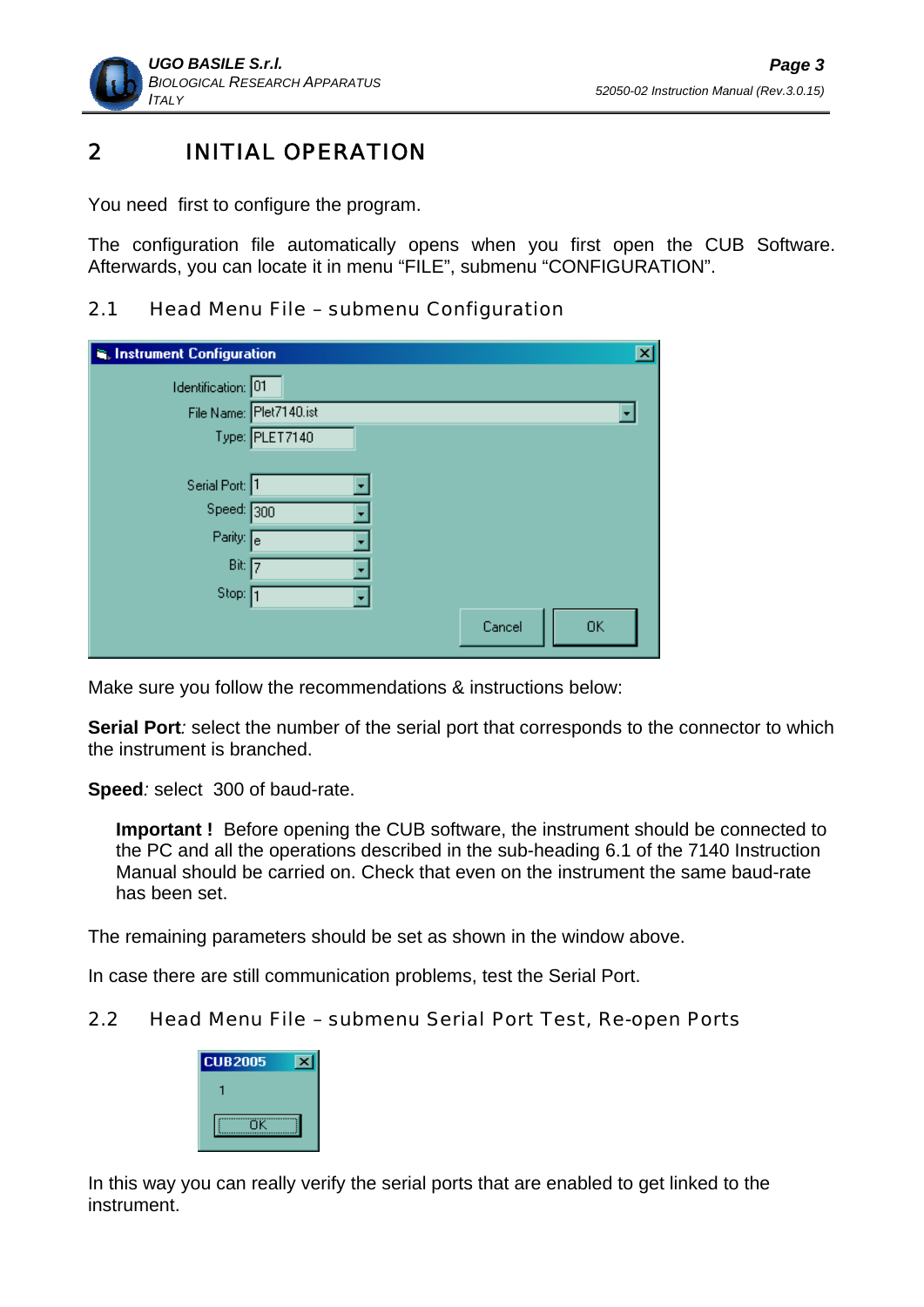# 2 INITIAL OPERATION

You need first to configure the program.

The configuration file automatically opens when you first open the CUB Software. Afterwards, you can locate it in menu "FILE", submenu "CONFIGURATION".

## 2.1 Head Menu File – submenu Configuration

Make sure you follow the recommendations & instructions below:

**Serial Port***:* select the number of the serial port that corresponds to the connector to which the instrument is branched.

**Speed***:* select 300 of baud-rate.

> **Important !** Before opening the CUB software, the instrument should be connected to the PC and all the operations described in the sub-heading 6.1 of the 7140 Instruction Manual should be carried on. Check that even on the instrument the same baud-rate has been set.

The remaining parameters should be set as shown in the window above.

In case there are still communication problems, test the Serial Port.

## 2.2 Head Menu File – submenu Serial Port Test, Re-open Ports

In this way you can really verify the serial ports that are enabled to get linked to the instrument.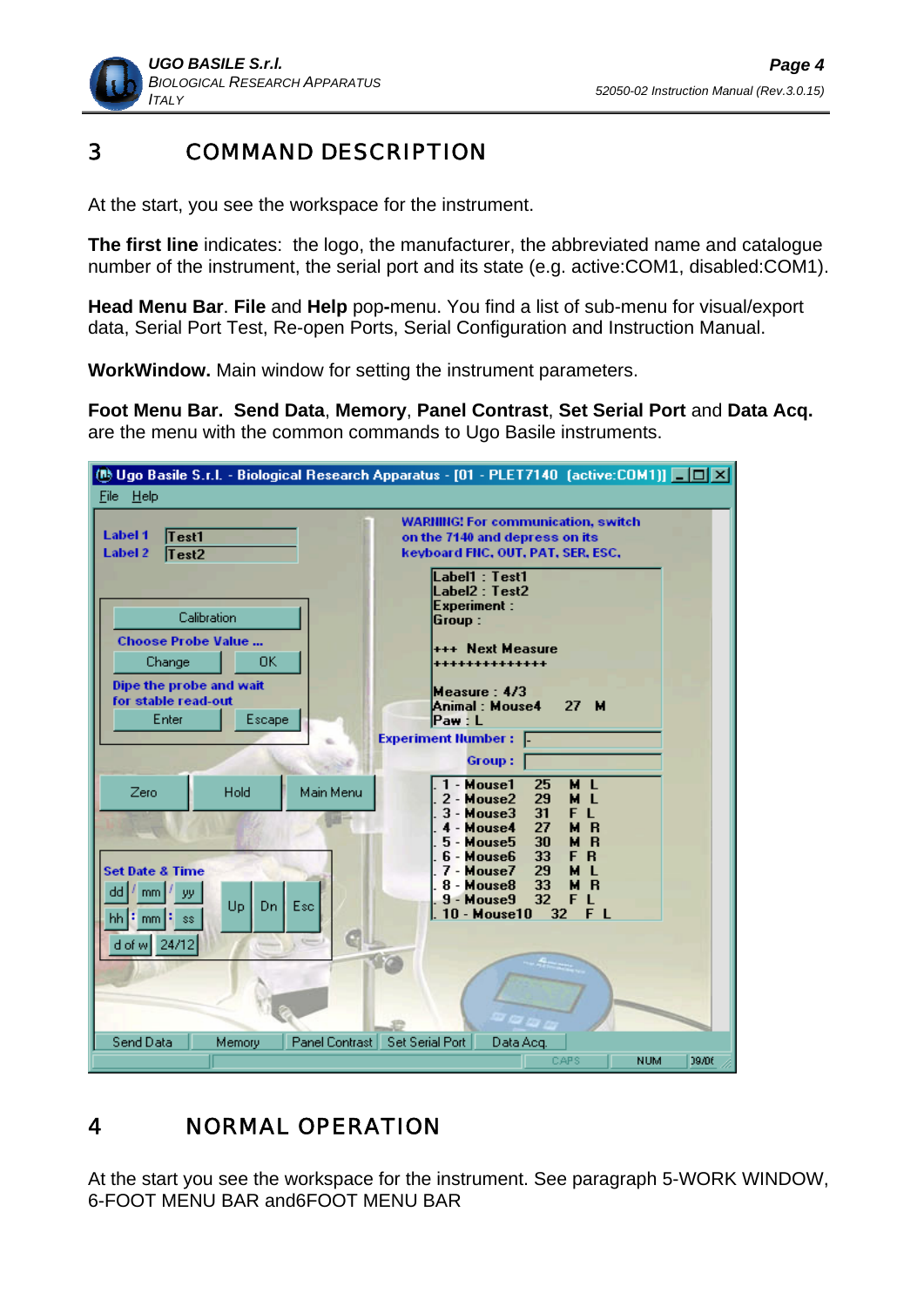# 3 COMMAND DESCRIPTION

At the start, you see the workspace for the instrument.

**The first line** indicates: the logo, the manufacturer, the abbreviated name and catalogue number of the instrument, the serial port and its state (e.g. active:COM1, disabled:COM1).

**Head Menu Bar**. **File** and **Help** pop-menu. You find a list of sub-menu for visual/export data, Serial Port Test, Re-open Ports, Serial Configuration and Instruction Manual.

**WorkWindow.** Main window for setting the instrument parameters.

**Foot Menu Bar. Send Data**, **Memory**, **Panel Contrast**, **Set Serial Port** and **Data Acq.** are the menu with the common commands to Ugo Basile instruments.

# 4 NORMAL OPERATION

At the start you see the workspace for the instrument. See paragraph 5-WORK WINDOW, 6-FOOT MENU BAR and6FOOT MENU BAR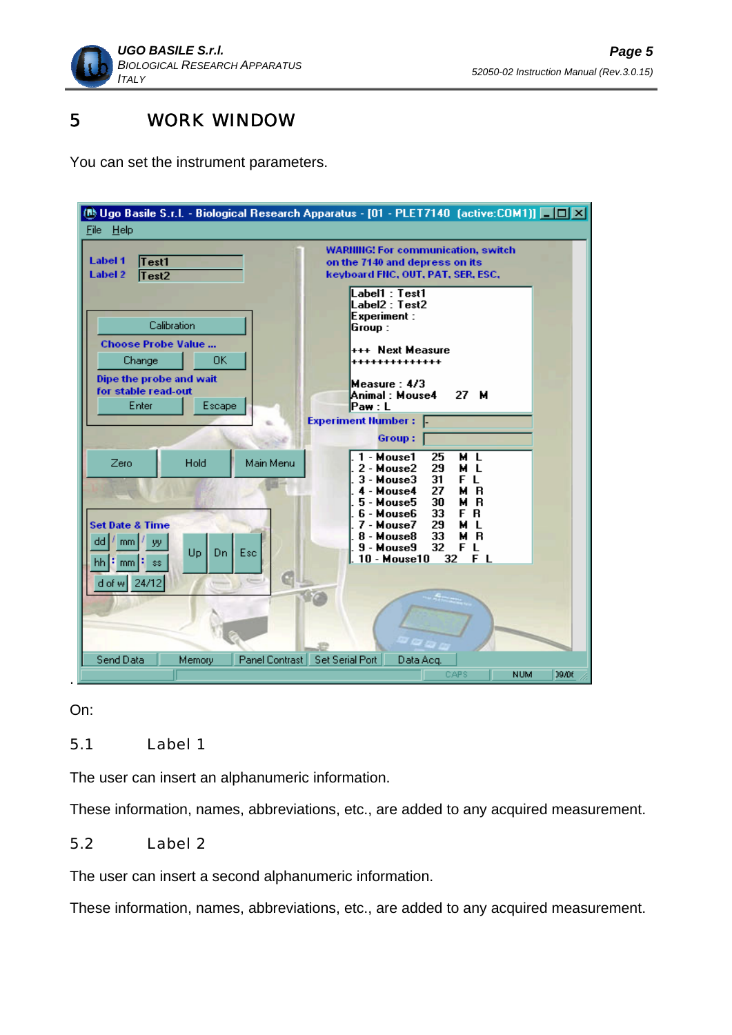# 5 WORK WINDOW

You can set the instrument parameters.

.

On:

## 5.1 Label 1

The user can insert an alphanumeric information.

These information, names, abbreviations, etc., are added to any acquired measurement.

## 5.2 Label 2

The user can insert a second alphanumeric information.

These information, names, abbreviations, etc., are added to any acquired measurement.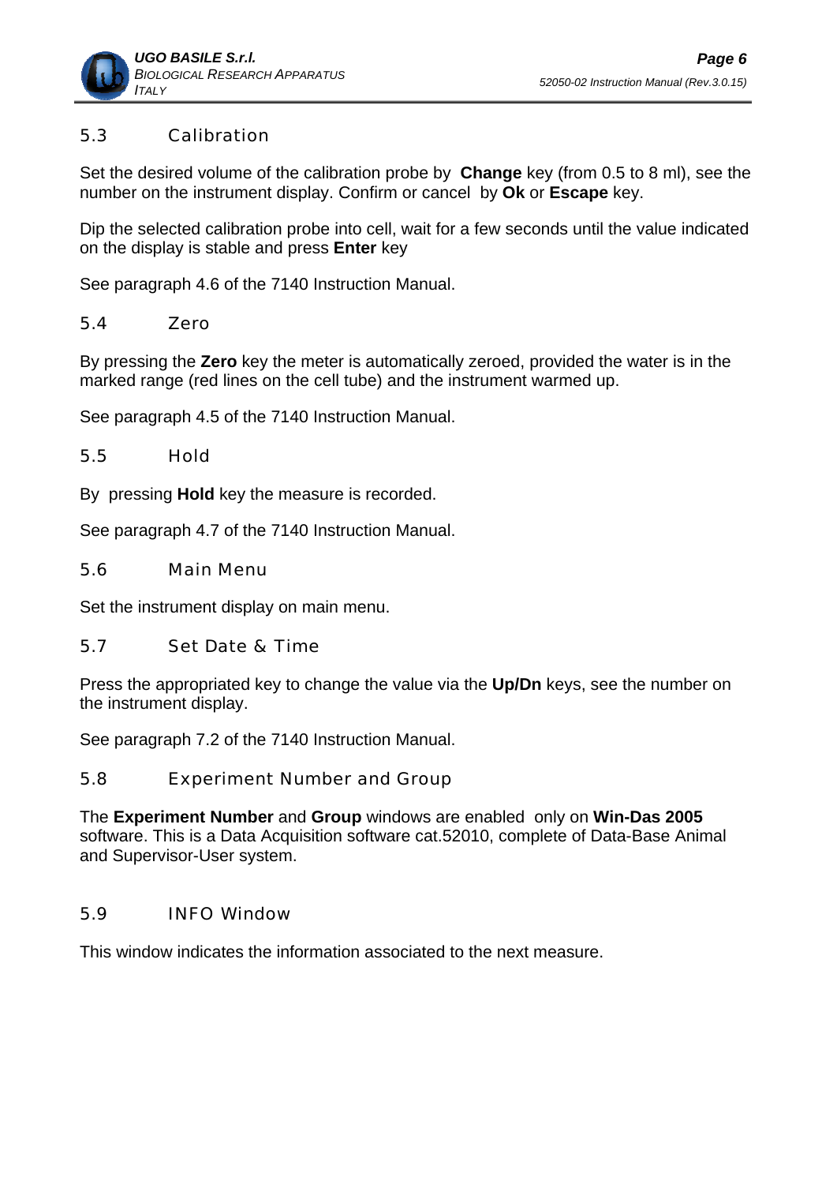## 5.3 Calibration

Set the desired volume of the calibration probe by **Change** key (from 0.5 to 8 ml), see the number on the instrument display. Confirm or cancel by **Ok** or **Escape** key.

Dip the selected calibration probe into cell, wait for a few seconds until the value indicated on the display is stable and press **Enter** key

See paragraph 4.6 of the 7140 Instruction Manual.

## 5.4 Zero

By pressing the **Zero** key the meter is automatically zeroed, provided the water is in the marked range (red lines on the cell tube) and the instrument warmed up.

See paragraph 4.5 of the 7140 Instruction Manual.

## 5.5 Hold

By pressing **Hold** key the measure is recorded.

See paragraph 4.7 of the 7140 Instruction Manual.

## 5.6 Main Menu

Set the instrument display on main menu.

## 5.7 Set Date & Time

Press the appropriated key to change the value via the **Up/Dn** keys, see the number on the instrument display.

See paragraph 7.2 of the 7140 Instruction Manual.

## 5.8 Experiment Number and Group

The **Experiment Number** and **Group** windows are enabled only on **Win-Das 2005** software. This is a Data Acquisition software cat.52010, complete of Data-Base Animal and Supervisor-User system.

## 5.9 INFO Window

This window indicates the information associated to the next measure.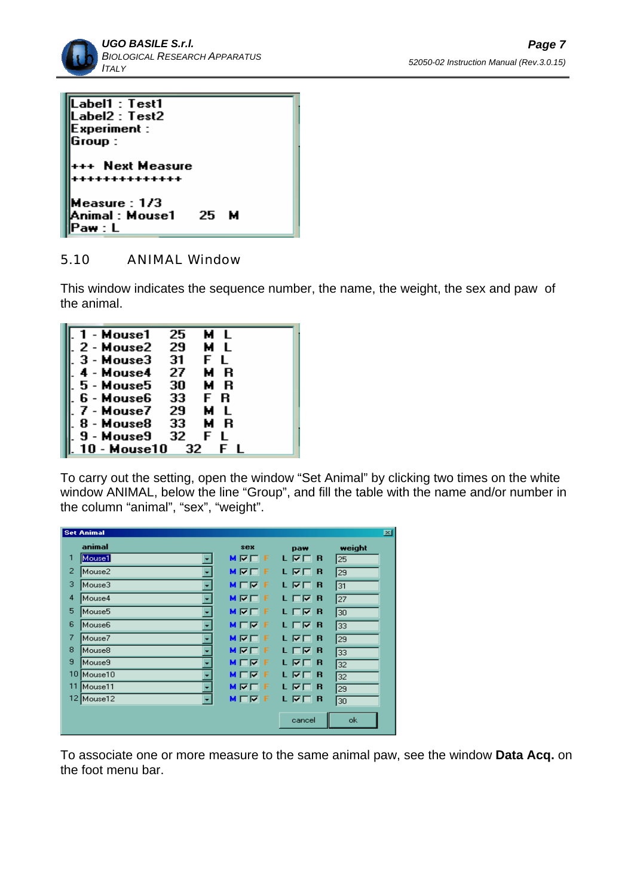```
Label1 : Test1
Label2 : Test2
Experiment :
Group :

+++ Next Measure
++++++++++++++

Measure : 1/3
Animal : Mouse1     25   M
Paw : L
```

## 5.10 ANIMAL Window

This window indicates the sequence number, the name, the weight, the sex and paw of the animal.

```
. 1 - Mouse1    25   M  L
. 2 - Mouse2    29   M  L
. 3 - Mouse3    31   F  L
. 4 - Mouse4    27   M  R
. 5 - Mouse5    30   M  R
. 6 - Mouse6    33   F  R
. 7 - Mouse7    29   M  L
. 8 - Mouse8    33   M  R
. 9 - Mouse9    32   F  L
. 10 - Mouse10    32   F  L
```

To carry out the setting, open the window “Set Animal” by clicking two times on the white window ANIMAL, below the line “Group”, and fill the table with the name and/or number in the column “animal”, “sex”, “weight”.

**Set Animal**

| | animal | sex | paw | weight |
|---|---|---|---|---|
| 1 | Mouse1 | M | L | 25 |
| 2 | Mouse2 | M | L | 29 |
| 3 | Mouse3 | F | L | 31 |
| 4 | Mouse4 | M | R | 27 |
| 5 | Mouse5 | M | R | 30 |
| 6 | Mouse6 | F | R | 33 |
| 7 | Mouse7 | M | L | 29 |
| 8 | Mouse8 | M | R | 33 |
| 9 | Mouse9 | F | L | 32 |
| 10 | Mouse10 | F | L | 32 |
| 11 | Mouse11 | M | L | 29 |
| 12 | Mouse12 | F | L | 30 |

cancel | ok

To associate one or more measure to the same animal paw, see the window **Data Acq.** on the foot menu bar.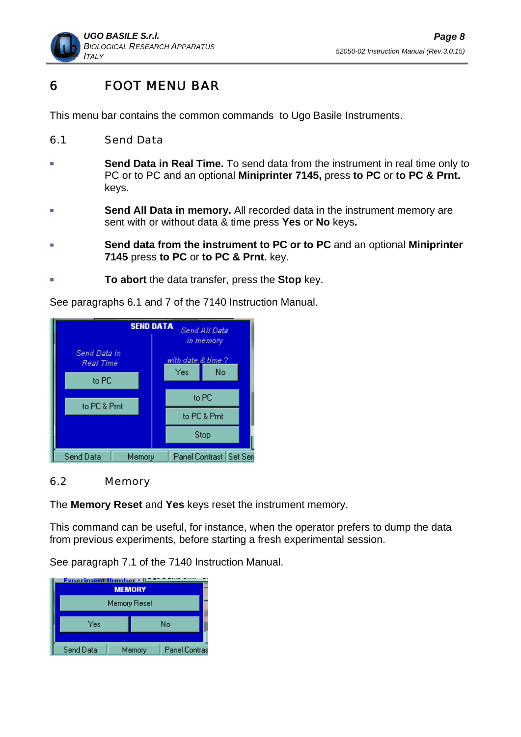# 6 FOOT MENU BAR

This menu bar contains the common commands to Ugo Basile Instruments.

## 6.1 Send Data

- **Send Data in Real Time.** To send data from the instrument in real time only to PC or to PC and an optional **Miniprinter 7145,** press **to PC** or **to PC & Prnt.** keys.
- **Send All Data in memory.** All recorded data in the instrument memory are sent with or without data & time press **Yes** or **No** keys**.**
- **Send data from the instrument to PC or to PC** and an optional **Miniprinter 7145** press **to PC** or **to PC & Prnt.** key.
- **To abort** the data transfer, press the **Stop** key.

See paragraphs 6.1 and 7 of the 7140 Instruction Manual.

## 6.2 Memory

The **Memory Reset** and **Yes** keys reset the instrument memory.

This command can be useful, for instance, when the operator prefers to dump the data from previous experiments, before starting a fresh experimental session.

See paragraph 7.1 of the 7140 Instruction Manual.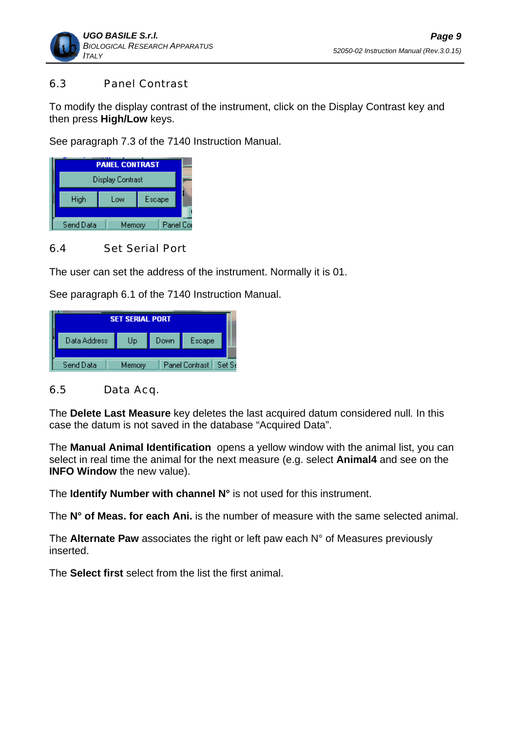## 6.3 Panel Contrast

To modify the display contrast of the instrument, click on the Display Contrast key and then press **High/Low** keys.

See paragraph 7.3 of the 7140 Instruction Manual.

## 6.4 Set Serial Port

The user can set the address of the instrument. Normally it is 01.

See paragraph 6.1 of the 7140 Instruction Manual.

## 6.5 Data Acq.

The **Delete Last Measure** key deletes the last acquired datum considered null. In this case the datum is not saved in the database "Acquired Data".

The **Manual Animal Identification** opens a yellow window with the animal list, you can select in real time the animal for the next measure (e.g. select **Animal4** and see on the **INFO Window** the new value).

The **Identify Number with channel N°** is not used for this instrument.

The **N° of Meas. for each Ani.** is the number of measure with the same selected animal.

The **Alternate Paw** associates the right or left paw each N° of Measures previously inserted.

The **Select first** select from the list the first animal.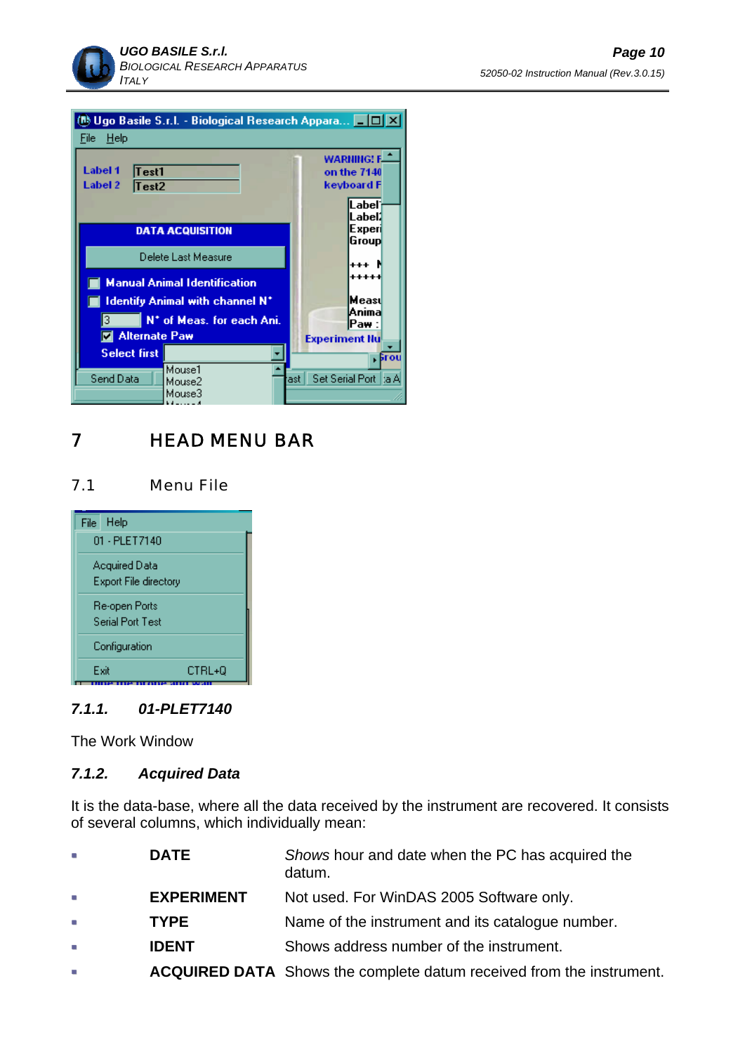# 7 HEAD MENU BAR

## 7.1 Menu File

### 7.1.1. 01-PLET7140

The Work Window

### 7.1.2. Acquired Data

It is the data-base, where all the data received by the instrument are recovered. It consists of several columns, which individually mean:

- **DATE** — *Shows* hour and date when the PC has acquired the datum.
- **EXPERIMENT** — Not used. For WinDAS 2005 Software only.
- **TYPE** — Name of the instrument and its catalogue number.
- **IDENT** — Shows address number of the instrument.
- **ACQUIRED DATA** — Shows the complete datum received from the instrument.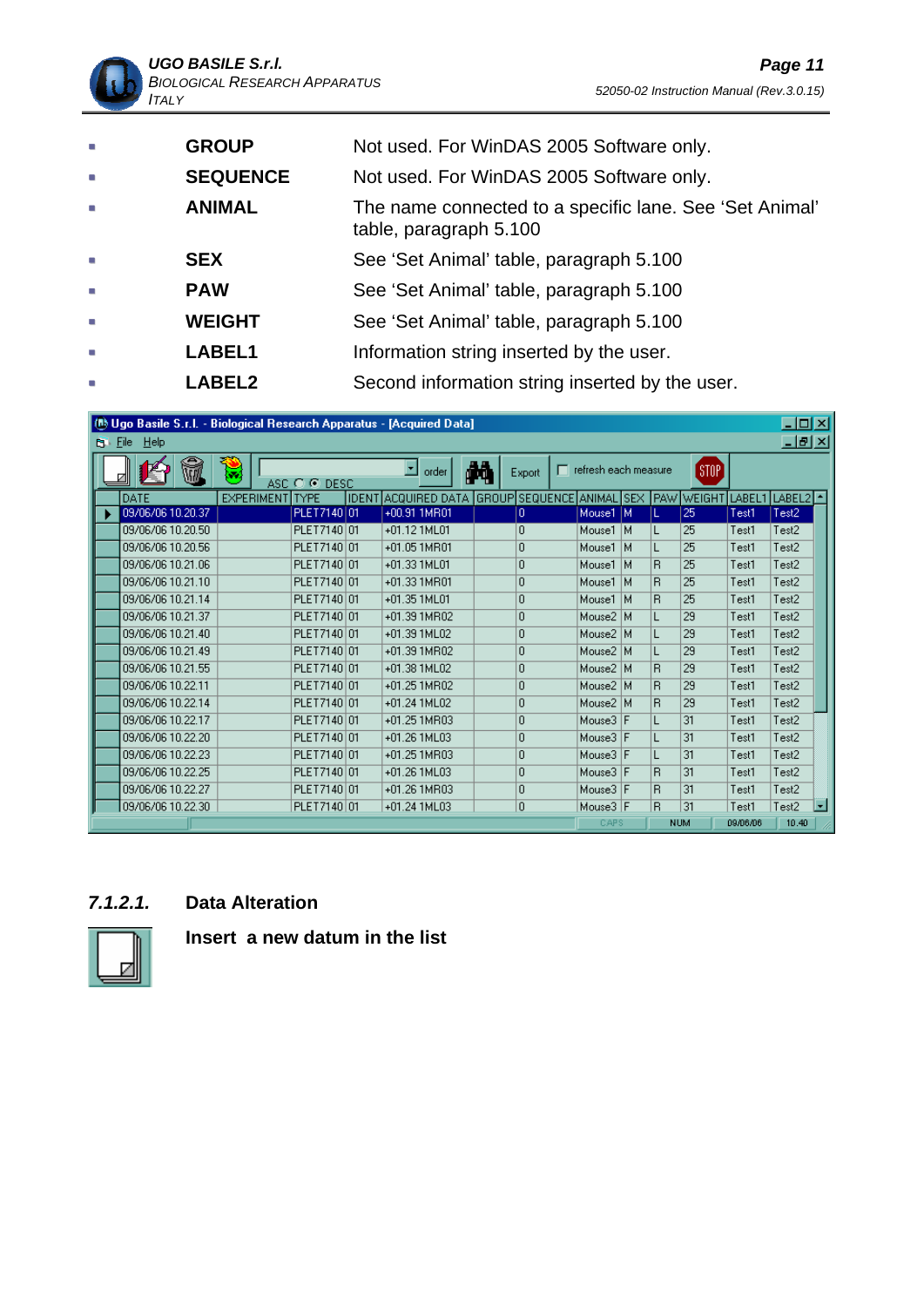- **GROUP** Not used. For WinDAS 2005 Software only.
- **SEQUENCE** Not used. For WinDAS 2005 Software only.
- **ANIMAL** The name connected to a specific lane. See 'Set Animal' table, paragraph 5.100
- **SEX** See 'Set Animal' table, paragraph 5.100
- **PAW** See 'Set Animal' table, paragraph 5.100
- **WEIGHT** See 'Set Animal' table, paragraph 5.100
- **LABEL1** Information string inserted by the user.
- **LABEL2** Second information string inserted by the user.

Ugo Basile S.r.l. - Biological Research Apparatus - [Acquired Data]

File Help

order | Export | refresh each measure | STOP

ASC ○ ◉ DESC

| DATE | EXPERIMENT | TYPE | IDENT | ACQUIRED DATA | GROUP | SEQUENCE | ANIMAL | SEX | PAW | WEIGHT | LABEL1 | LABEL2 |
|---|---|---|---|---|---|---|---|---|---|---|---|---|
| 09/06/06 10.20.37 | | PLET7140 | 01 | +00.91 1MR01 | | 0 | Mouse1 | M | L | 25 | Test1 | Test2 |
| 09/06/06 10.20.50 | | PLET7140 | 01 | +01.12 1ML01 | | 0 | Mouse1 | M | L | 25 | Test1 | Test2 |
| 09/06/06 10.20.56 | | PLET7140 | 01 | +01.05 1MR01 | | 0 | Mouse1 | M | L | 25 | Test1 | Test2 |
| 09/06/06 10.21.06 | | PLET7140 | 01 | +01.33 1ML01 | | 0 | Mouse1 | M | R | 25 | Test1 | Test2 |
| 09/06/06 10.21.10 | | PLET7140 | 01 | +01.33 1MR01 | | 0 | Mouse1 | M | R | 25 | Test1 | Test2 |
| 09/06/06 10.21.14 | | PLET7140 | 01 | +01.35 1ML01 | | 0 | Mouse1 | M | R | 25 | Test1 | Test2 |
| 09/06/06 10.21.37 | | PLET7140 | 01 | +01.39 1MR02 | | 0 | Mouse2 | M | L | 29 | Test1 | Test2 |
| 09/06/06 10.21.40 | | PLET7140 | 01 | +01.39 1ML02 | | 0 | Mouse2 | M | L | 29 | Test1 | Test2 |
| 09/06/06 10.21.49 | | PLET7140 | 01 | +01.39 1MR02 | | 0 | Mouse2 | M | L | 29 | Test1 | Test2 |
| 09/06/06 10.21.55 | | PLET7140 | 01 | +01.38 1ML02 | | 0 | Mouse2 | M | R | 29 | Test1 | Test2 |
| 09/06/06 10.22.11 | | PLET7140 | 01 | +01.25 1MR02 | | 0 | Mouse2 | M | R | 29 | Test1 | Test2 |
| 09/06/06 10.22.14 | | PLET7140 | 01 | +01.24 1ML02 | | 0 | Mouse2 | M | R | 29 | Test1 | Test2 |
| 09/06/06 10.22.17 | | PLET7140 | 01 | +01.25 1MR03 | | 0 | Mouse3 | F | L | 31 | Test1 | Test2 |
| 09/06/06 10.22.20 | | PLET7140 | 01 | +01.26 1ML03 | | 0 | Mouse3 | F | L | 31 | Test1 | Test2 |
| 09/06/06 10.22.23 | | PLET7140 | 01 | +01.25 1MR03 | | 0 | Mouse3 | F | L | 31 | Test1 | Test2 |
| 09/06/06 10.22.25 | | PLET7140 | 01 | +01.26 1ML03 | | 0 | Mouse3 | F | R | 31 | Test1 | Test2 |
| 09/06/06 10.22.27 | | PLET7140 | 01 | +01.26 1MR03 | | 0 | Mouse3 | F | R | 31 | Test1 | Test2 |
| 09/06/06 10.22.30 | | PLET7140 | 01 | +01.24 1ML03 | | 0 | Mouse3 | F | R | 31 | Test1 | Test2 |

CAPS | NUM | 09/06/06 | 10.40

### 7.1.2.1. Data Alteration

**Insert a new datum in the list**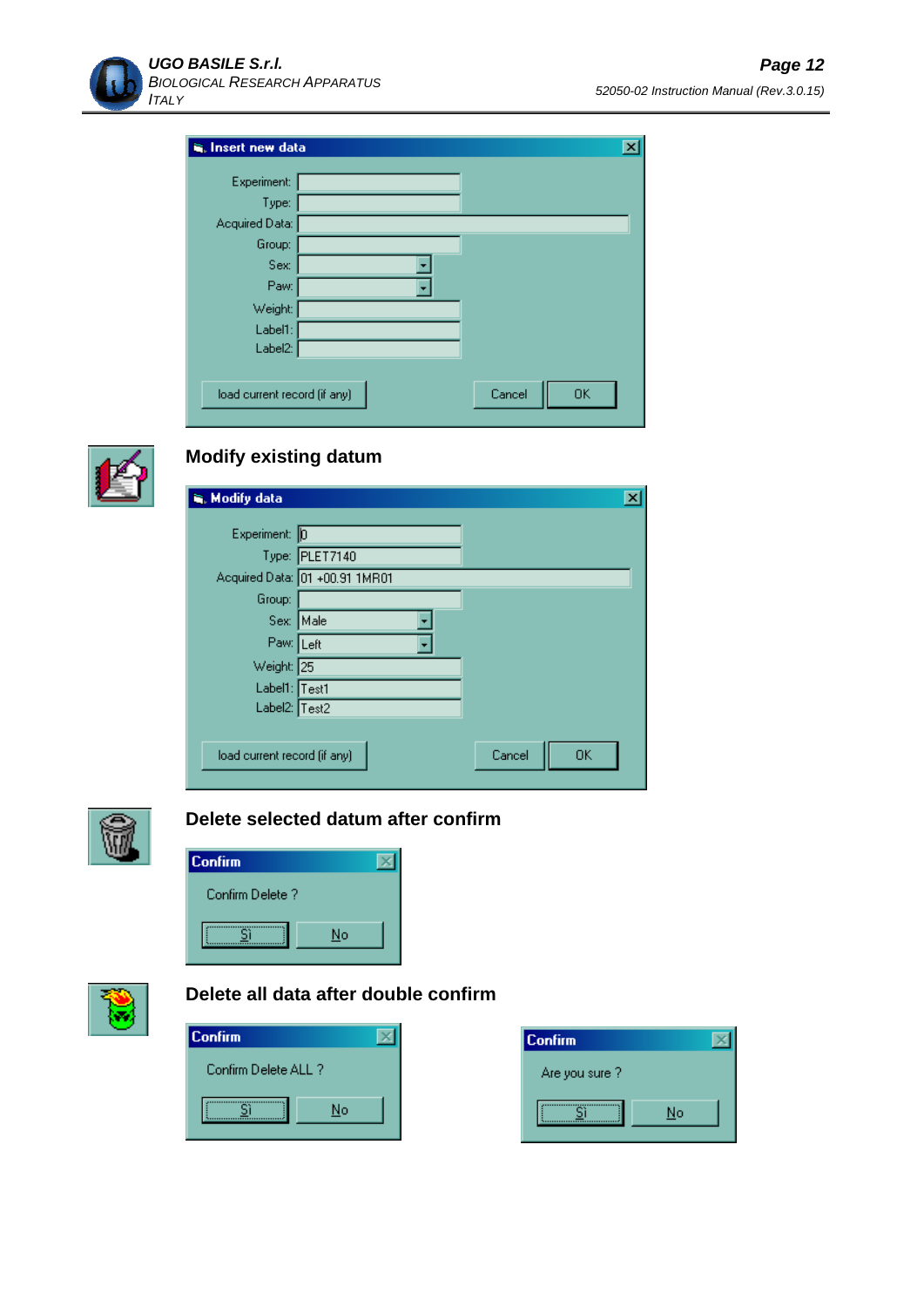**Insert new data**

| | |
|---|---|
| Experiment: | |
| Type: | |
| Acquired Data: | |
| Group: | |
| Sex: | |
| Paw: | |
| Weight: | |
| Label1: | |
| Label2: | |

load current record (if any) | Cancel | OK

## Modify existing datum

**Modify data**

| | |
|---|---|
| Experiment: | 0 |
| Type: | PLET7140 |
| Acquired Data: | 01 +00.91 1MR01 |
| Group: | |
| Sex: | Male |
| Paw: | Left |
| Weight: | 25 |
| Label1: | Test1 |
| Label2: | Test2 |

load current record (if any) | Cancel | OK

## Delete selected datum after confirm

**Confirm**

Confirm Delete ?

Si | No

## Delete all data after double confirm

**Confirm**

Confirm Delete ALL ?

Si | No

**Confirm**

Are you sure ?

Si | No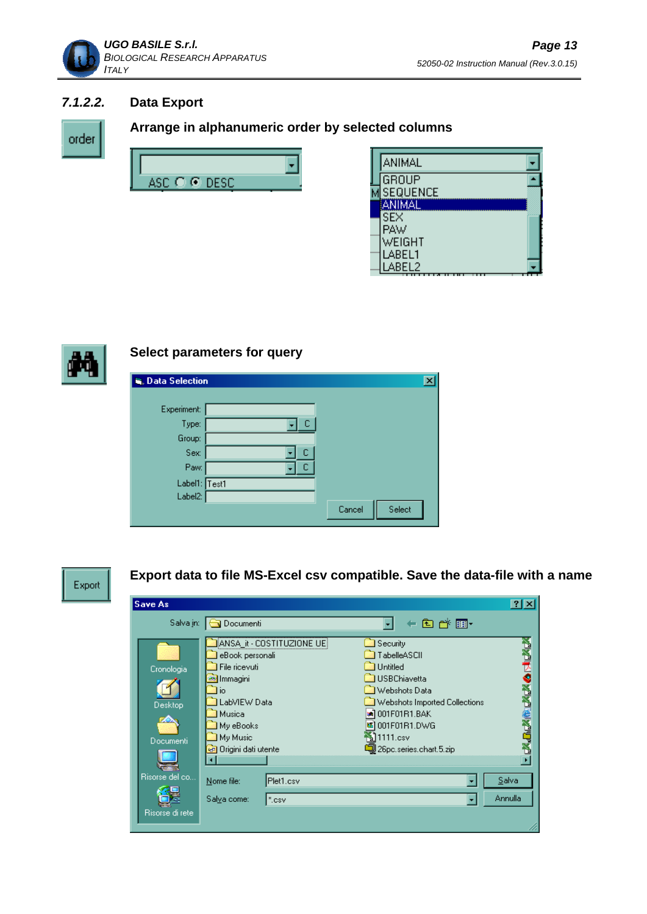### 7.1.2.2. Data Export

order

**Arrange in alphanumeric order by selected columns**

ASC DESC

ANIMAL

GROUP
SEQUENCE
ANIMAL
SEX
PAW
WEIGHT
LABEL1
LABEL2

**Select parameters for query**

Data Selection

Experiment:
Type: C
Group:
Sex: C
Paw: C
Label1: Test1
Label2:

Cancel Select

Export

**Export data to file MS-Excel csv compatible. Save the data-file with a name**

Save As

Salva in: Documenti

ANSA_it - COSTITUZIONE UE
eBook personali
File ricevuti
Immagini
io
LabVIEW Data
Musica
My eBooks
My Music
Origini dati utente
Security
TabelleASCII
Untitled
USBChiavetta
Webshots Data
Webshots Imported Collections
001F01R1.BAK
001F01R1.DWG
1111.csv
26pc.series.chart.5.zip

Cronologia
Desktop
Documenti
Risorse del co...
Risorse di rete

Nome file: Plet1.csv
Salva come: *.csv

Salva
Annulla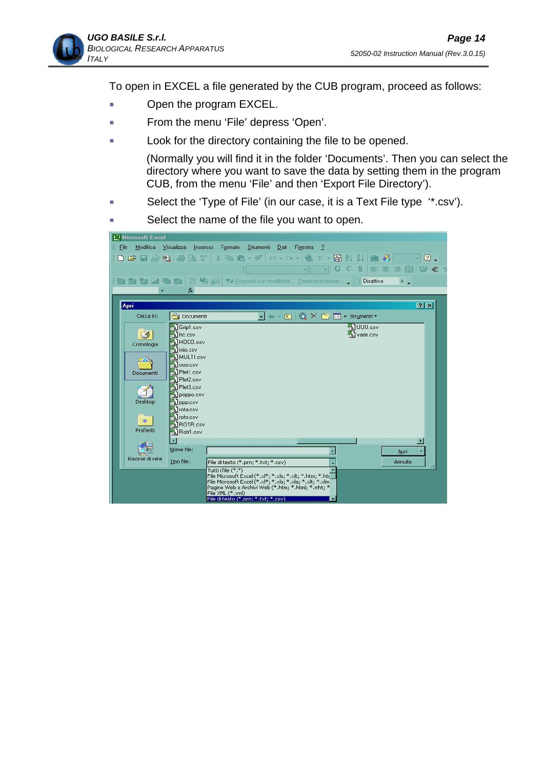To open in EXCEL a file generated by the CUB program, proceed as follows:

- Open the program EXCEL.
- From the menu 'File' depress 'Open'.
- Look for the directory containing the file to be opened.

  (Normally you will find it in the folder 'Documents'. Then you can select the directory where you want to save the data by setting them in the program CUB, from the menu 'File' and then 'Export File Directory').
- Select the 'Type of File' (in our case, it is a Text File type '*.csv').
- Select the name of the file you want to open.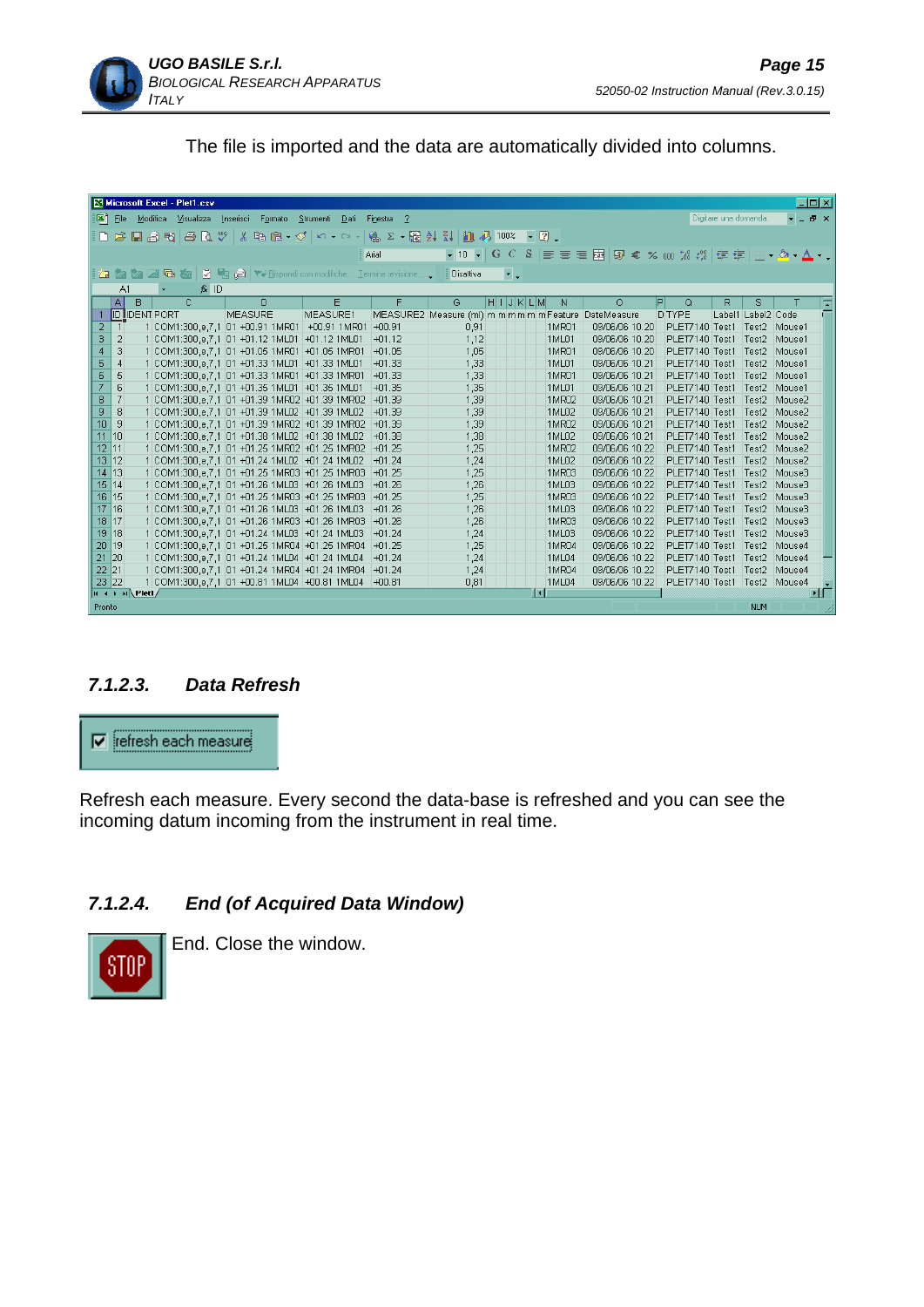The file is imported and the data are automatically divided into columns.

| ID | IDENT | PORT | MEASURE | MEASURE1 | MEASURE2 | Measure (ml) | Feature | DateMeasure | TYPE | Label1 | Label2 | Code |
|---|---|---|---|---|---|---|---|---|---|---|---|---|
| 1 | 1 | COM1:300,e,7,1 | 01 +00.91 1MR01 | +00.91 1MR01 | +00.91 | 0,91 | 1MR01 | 08/06/06 10.20 | PLET7140 | Test1 | Test2 | Mouse1 |
| 2 | 1 | COM1:300,e,7,1 | 01 +01.12 1ML01 | +01.12 1ML01 | +01.12 | 1,12 | 1ML01 | 08/06/06 10.20 | PLET7140 | Test1 | Test2 | Mouse1 |
| 3 | 1 | COM1:300,e,7,1 | 01 +01.05 1MR01 | +01.05 1MR01 | +01.05 | 1,05 | 1MR01 | 08/06/06 10.20 | PLET7140 | Test1 | Test2 | Mouse1 |
| 4 | 1 | COM1:300,e,7,1 | 01 +01.33 1ML01 | +01.33 1ML01 | +01.33 | 1,33 | 1ML01 | 08/06/06 10.21 | PLET7140 | Test1 | Test2 | Mouse1 |
| 5 | 1 | COM1:300,e,7,1 | 01 +01.33 1MR01 | +01.33 1MR01 | +01.33 | 1,33 | 1MR01 | 08/06/06 10.21 | PLET7140 | Test1 | Test2 | Mouse1 |
| 6 | 1 | COM1:300,e,7,1 | 01 +01.35 1ML01 | +01.35 1ML01 | +01.35 | 1,35 | 1ML01 | 08/06/06 10.21 | PLET7140 | Test1 | Test2 | Mouse1 |
| 7 | 1 | COM1:300,e,7,1 | 01 +01.39 1MR02 | +01.39 1MR02 | +01.39 | 1,39 | 1MR02 | 08/06/06 10.21 | PLET7140 | Test1 | Test2 | Mouse2 |
| 8 | 1 | COM1:300,e,7,1 | 01 +01.39 1ML02 | +01.39 1ML02 | +01.39 | 1,39 | 1ML02 | 08/06/06 10.21 | PLET7140 | Test1 | Test2 | Mouse2 |
| 9 | 1 | COM1:300,e,7,1 | 01 +01.39 1MR02 | +01.39 1MR02 | +01.39 | 1,39 | 1MR02 | 08/06/06 10.21 | PLET7140 | Test1 | Test2 | Mouse2 |
| 10 | 1 | COM1:300,e,7,1 | 01 +01.38 1ML02 | +01.38 1ML02 | +01.38 | 1,38 | 1ML02 | 08/06/06 10.21 | PLET7140 | Test1 | Test2 | Mouse2 |
| 11 | 1 | COM1:300,e,7,1 | 01 +01.25 1MR02 | +01.25 1MR02 | +01.25 | 1,25 | 1MR02 | 08/06/06 10.22 | PLET7140 | Test1 | Test2 | Mouse2 |
| 12 | 1 | COM1:300,e,7,1 | 01 +01.24 1ML02 | +01.24 1ML02 | +01.24 | 1,24 | 1ML02 | 08/06/06 10.22 | PLET7140 | Test1 | Test2 | Mouse2 |
| 13 | 1 | COM1:300,e,7,1 | 01 +01.25 1MR03 | +01.25 1MR03 | +01.25 | 1,25 | 1MR03 | 08/06/06 10.22 | PLET7140 | Test1 | Test2 | Mouse3 |
| 14 | 1 | COM1:300,e,7,1 | 01 +01.26 1ML03 | +01.26 1ML03 | +01.26 | 1,26 | 1ML03 | 08/06/06 10.22 | PLET7140 | Test1 | Test2 | Mouse3 |
| 15 | 1 | COM1:300,e,7,1 | 01 +01.25 1MR03 | +01.25 1MR03 | +01.25 | 1,25 | 1MR03 | 08/06/06 10.22 | PLET7140 | Test1 | Test2 | Mouse3 |
| 16 | 1 | COM1:300,e,7,1 | 01 +01.26 1ML03 | +01.26 1ML03 | +01.26 | 1,26 | 1ML03 | 08/06/06 10.22 | PLET7140 | Test1 | Test2 | Mouse3 |
| 17 | 1 | COM1:300,e,7,1 | 01 +01.26 1MR03 | +01.26 1MR03 | +01.26 | 1,26 | 1MR03 | 08/06/06 10.22 | PLET7140 | Test1 | Test2 | Mouse3 |
| 18 | 1 | COM1:300,e,7,1 | 01 +01.24 1ML03 | +01.24 1ML03 | +01.24 | 1,24 | 1ML03 | 08/06/06 10.22 | PLET7140 | Test1 | Test2 | Mouse3 |
| 19 | 1 | COM1:300,e,7,1 | 01 +01.25 1MR04 | +01.25 1MR04 | +01.25 | 1,25 | 1MR04 | 08/06/06 10.22 | PLET7140 | Test1 | Test2 | Mouse4 |
| 20 | 1 | COM1:300,e,7,1 | 01 +01.24 1ML04 | +01.24 1ML04 | +01.24 | 1,24 | 1ML04 | 08/06/06 10.22 | PLET7140 | Test1 | Test2 | Mouse4 |
| 21 | 1 | COM1:300,e,7,1 | 01 +01.24 1MR04 | +01.24 1MR04 | +01.24 | 1,24 | 1MR04 | 08/06/06 10.22 | PLET7140 | Test1 | Test2 | Mouse4 |
| 22 | 1 | COM1:300,e,7,1 | 01 +00.81 1ML04 | +00.81 1ML04 | +00.81 | 0,81 | 1ML04 | 08/06/06 10.22 | PLET7140 | Test1 | Test2 | Mouse4 |

### 7.1.2.3. Data Refresh

☑ refresh each measure

Refresh each measure. Every second the data-base is refreshed and you can see the incoming datum incoming from the instrument in real time.

### 7.1.2.4. End (of Acquired Data Window)

STOP

End. Close the window.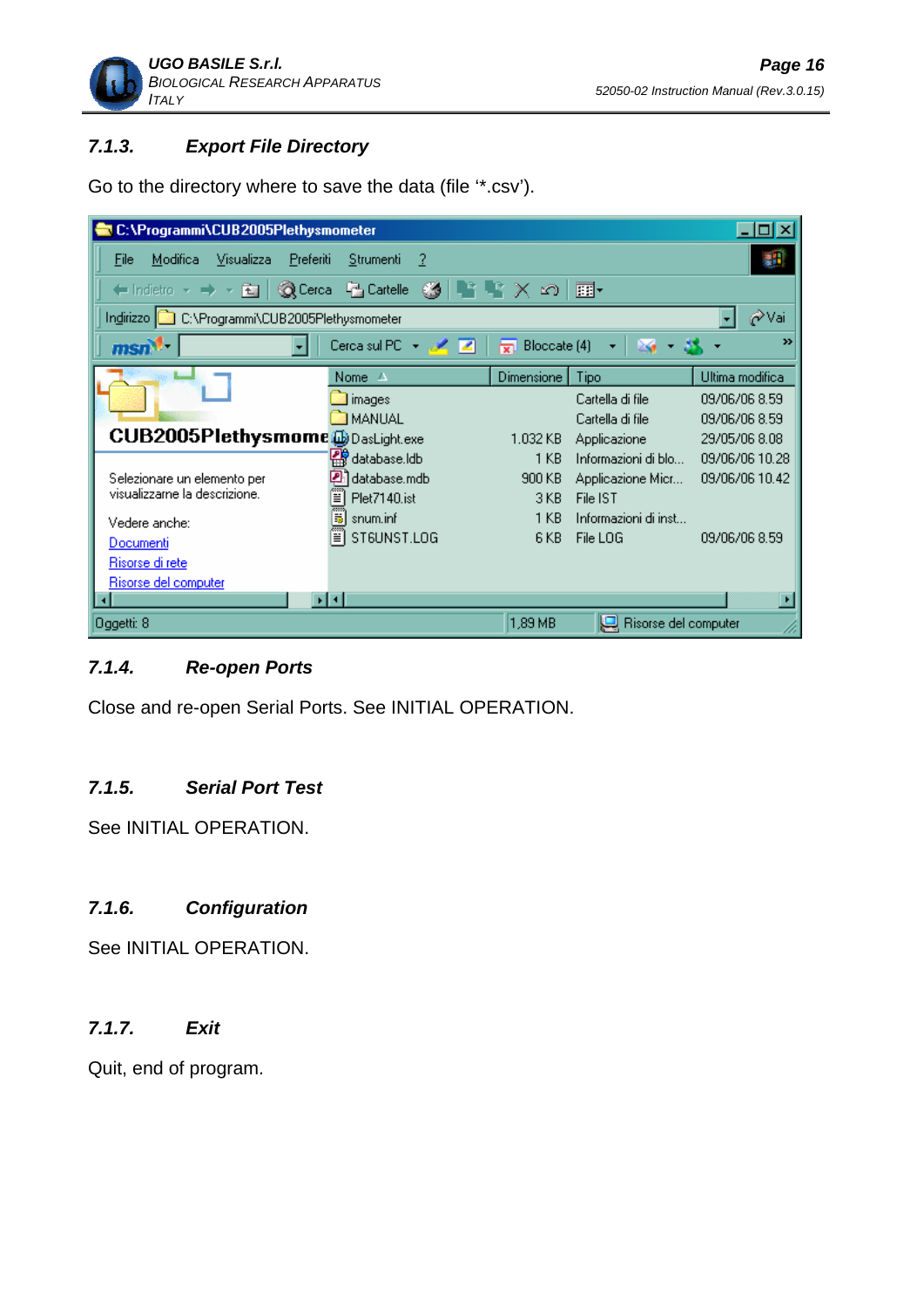### 7.1.3. Export File Directory

Go to the directory where to save the data (file '*.csv').

### 7.1.4. Re-open Ports

Close and re-open Serial Ports. See INITIAL OPERATION.

### 7.1.5. Serial Port Test

See INITIAL OPERATION.

### 7.1.6. Configuration

See INITIAL OPERATION.

### 7.1.7. Exit

Quit, end of program.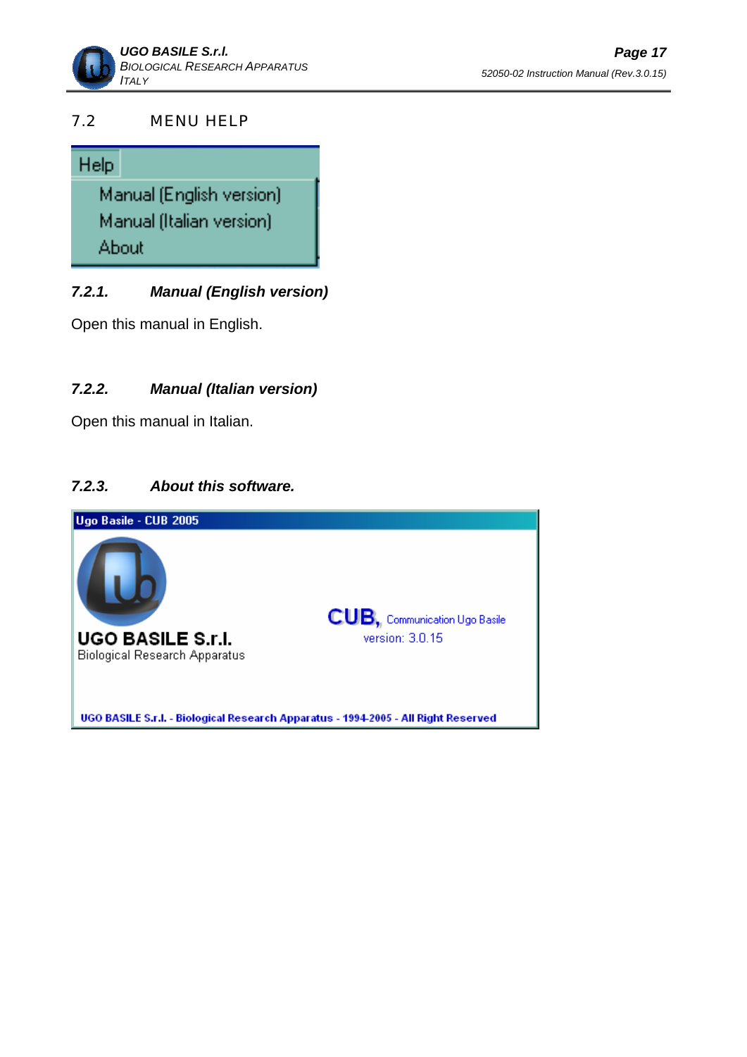## 7.2 MENU HELP

Help
Manual (English version)
Manual (Italian version)
About

### *7.2.1. Manual (English version)*

Open this manual in English.

### *7.2.2. Manual (Italian version)*

Open this manual in Italian.

### *7.2.3. About this software.*

Ugo Basile - CUB 2005

UGO BASILE S.r.l.
Biological Research Apparatus

CUB, Communication Ugo Basile
version: 3.0.15

UGO BASILE S.r.l. - Biological Research Apparatus - 1994-2005 - All Right Reserved